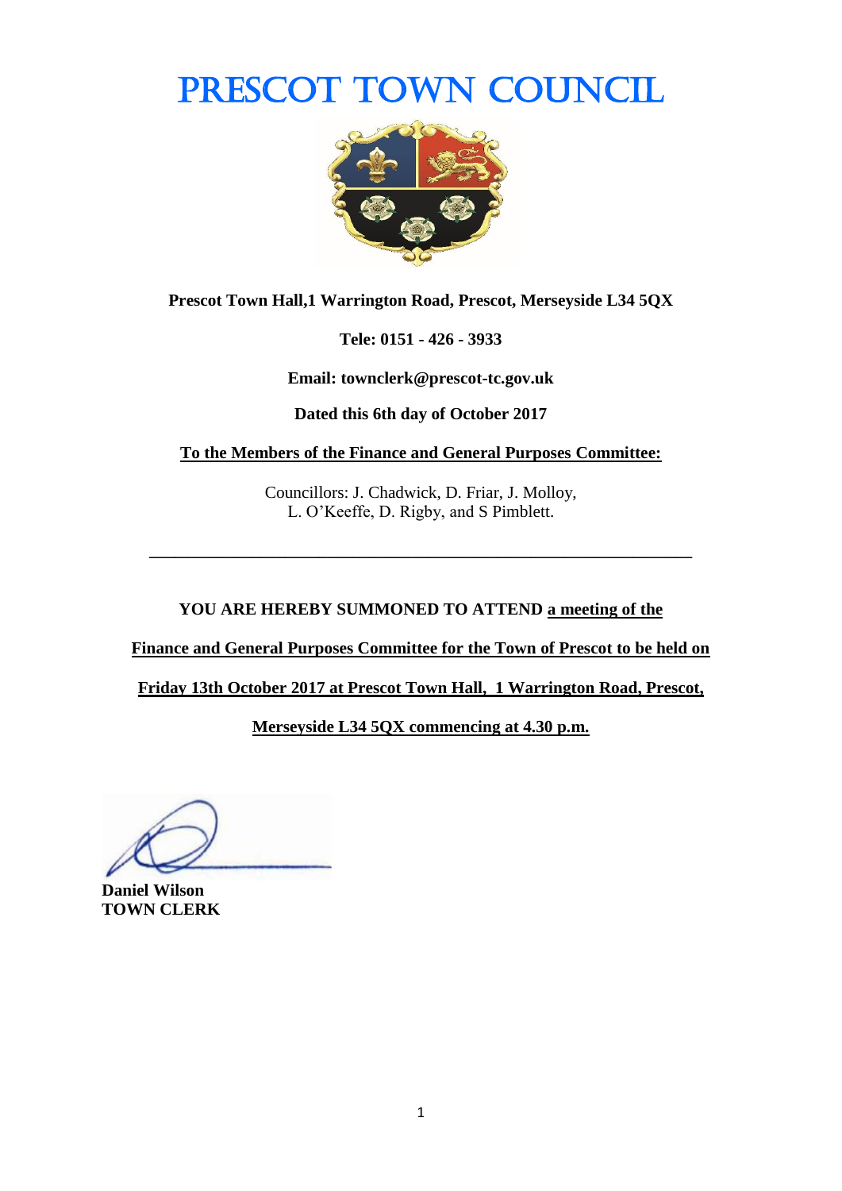# PRESCOT TOWN COUNCIL

**Prescot Town Hall,1 Warrington Road, Prescot, Merseyside L34 5QX**

**Tele: 0151 - 426 - 3933**

**Email: townclerk@prescot-tc.gov.uk**

**Dated this 6th day of October 2017**

**To the Members of the Finance and General Purposes Committee:**

Councillors: J. Chadwick, D. Friar, J. Molloy, L. O'Keeffe, D. Rigby, and S Pimblett.

---

**YOU ARE HEREBY SUMMONED TO ATTEND a meeting of the Finance and General Purposes Committee for the Town of Prescot to be held on Friday 13th October 2017 at Prescot Town Hall, 1 Warrington Road, Prescot, Merseyside L34 5QX commencing at 4.30 p.m.**

**Daniel Wilson**
**TOWN CLERK**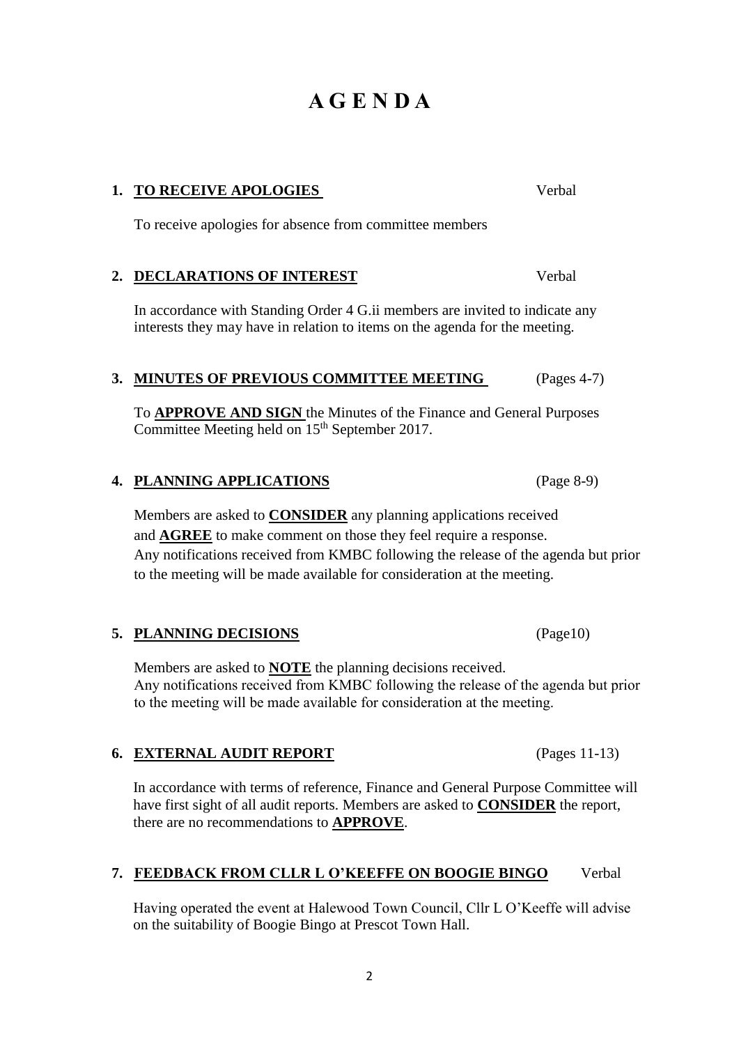# A G E N D A

**1. <u>TO RECEIVE APOLOGIES</u>** Verbal

To receive apologies for absence from committee members

**2. <u>DECLARATIONS OF INTEREST</u>** Verbal

In accordance with Standing Order 4 G.ii members are invited to indicate any interests they may have in relation to items on the agenda for the meeting.

**3. <u>MINUTES OF PREVIOUS COMMITTEE MEETING</u>** (Pages 4-7)

To **<u>APPROVE AND SIGN</u>** the Minutes of the Finance and General Purposes Committee Meeting held on 15th September 2017.

**4. <u>PLANNING APPLICATIONS</u>** (Page 8-9)

Members are asked to **<u>CONSIDER</u>** any planning applications received and **<u>AGREE</u>** to make comment on those they feel require a response. Any notifications received from KMBC following the release of the agenda but prior to the meeting will be made available for consideration at the meeting.

**5. <u>PLANNING DECISIONS</u>** (Page10)

Members are asked to **<u>NOTE</u>** the planning decisions received. Any notifications received from KMBC following the release of the agenda but prior to the meeting will be made available for consideration at the meeting.

**6. <u>EXTERNAL AUDIT REPORT</u>** (Pages 11-13)

In accordance with terms of reference, Finance and General Purpose Committee will have first sight of all audit reports. Members are asked to **<u>CONSIDER</u>** the report, there are no recommendations to **<u>APPROVE</u>**.

**7. <u>FEEDBACK FROM CLLR L O'KEEFFE ON BOOGIE BINGO</u>** Verbal

Having operated the event at Halewood Town Council, Cllr L O'Keeffe will advise on the suitability of Boogie Bingo at Prescot Town Hall.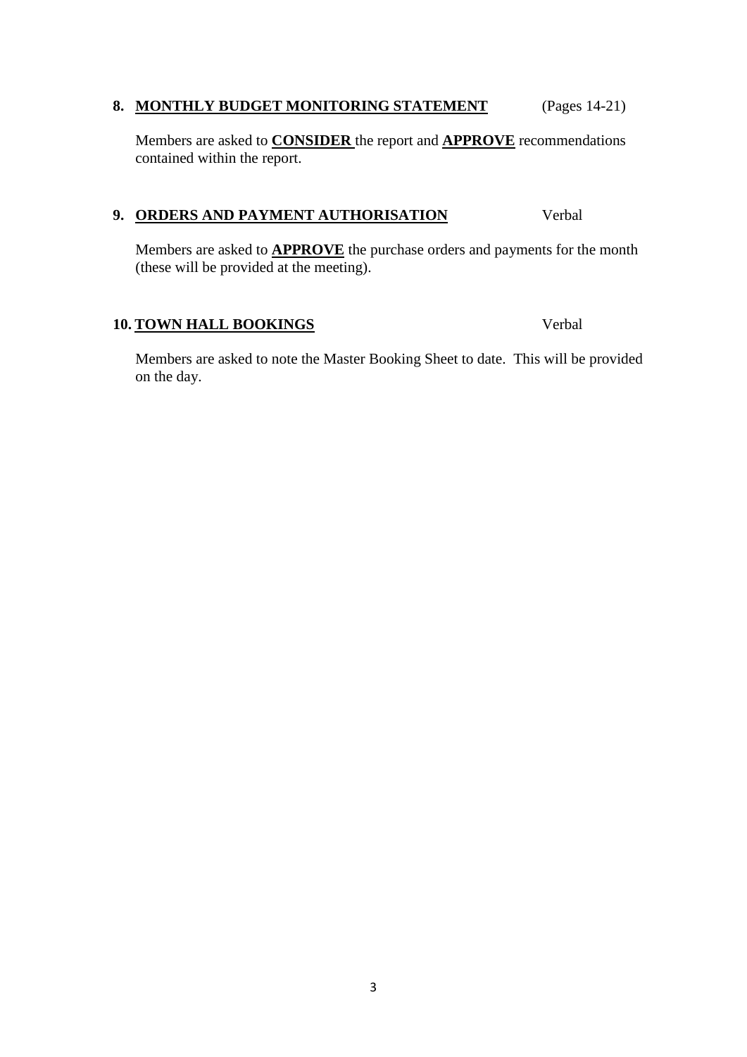**8. MONTHLY BUDGET MONITORING STATEMENT** (Pages 14-21)

Members are asked to **CONSIDER** the report and **APPROVE** recommendations contained within the report.

**9. ORDERS AND PAYMENT AUTHORISATION** Verbal

Members are asked to **APPROVE** the purchase orders and payments for the month (these will be provided at the meeting).

**10. TOWN HALL BOOKINGS** Verbal

Members are asked to note the Master Booking Sheet to date. This will be provided on the day.